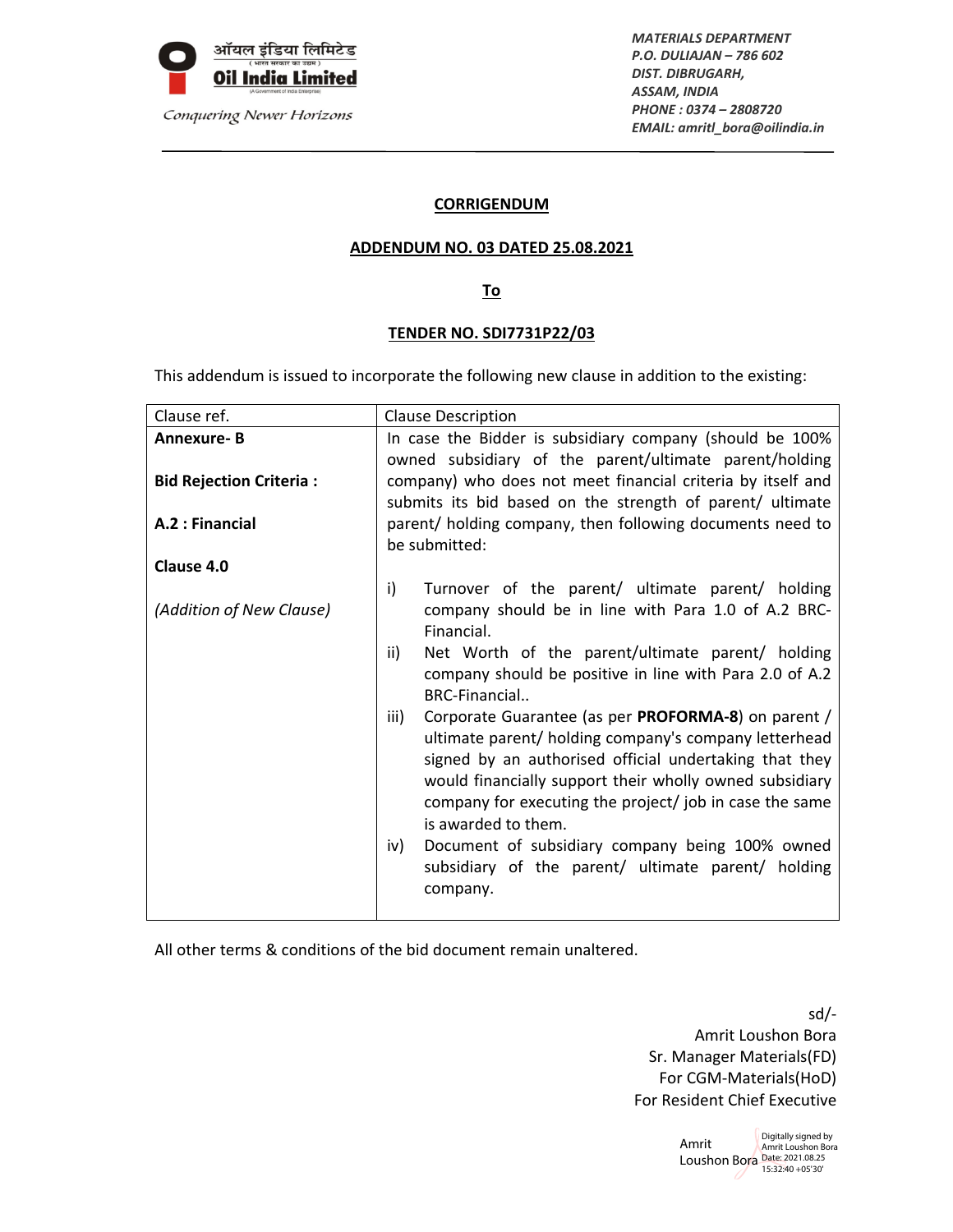ऑयल इंडिया लिमिटेड
( भारत सरकार का उद्यम )
**Oil India Limited**
(A Government of India Enterprise)
*Conquering Newer Horizons*

*MATERIALS DEPARTMENT*
*P.O. DULIAJAN – 786 602*
*DIST. DIBRUGARH,*
*ASSAM, INDIA*
*PHONE : 0374 – 2808720*
*EMAIL: amritl_bora@oilindia.in*

---

## CORRIGENDUM

## ADDENDUM NO. 03 DATED 25.08.2021

## To

## TENDER NO. SDI7731P22/03

This addendum is issued to incorporate the following new clause in addition to the existing:

| Clause ref. | Clause Description |
|---|---|
| **Annexure- B**<br><br>**Bid Rejection Criteria :**<br><br>**A.2 : Financial**<br><br>**Clause 4.0**<br><br>*(Addition of New Clause)* | In case the Bidder is subsidiary company (should be 100% owned subsidiary of the parent/ultimate parent/holding company) who does not meet financial criteria by itself and submits its bid based on the strength of parent/ ultimate parent/ holding company, then following documents need to be submitted:<br><br>i) Turnover of the parent/ ultimate parent/ holding company should be in line with Para 1.0 of A.2 BRC-Financial.<br>ii) Net Worth of the parent/ultimate parent/ holding company should be positive in line with Para 2.0 of A.2 BRC-Financial..<br>iii) Corporate Guarantee (as per **PROFORMA-8**) on parent / ultimate parent/ holding company's company letterhead signed by an authorised official undertaking that they would financially support their wholly owned subsidiary company for executing the project/ job in case the same is awarded to them.<br>iv) Document of subsidiary company being 100% owned subsidiary of the parent/ ultimate parent/ holding company. |

All other terms & conditions of the bid document remain unaltered.

sd/-
Amrit Loushon Bora
Sr. Manager Materials(FD)
For CGM-Materials(HoD)
For Resident Chief Executive

Amrit Loushon Bora
Digitally signed by Amrit Loushon Bora
Date: 2021.08.25 15:32:40 +05'30'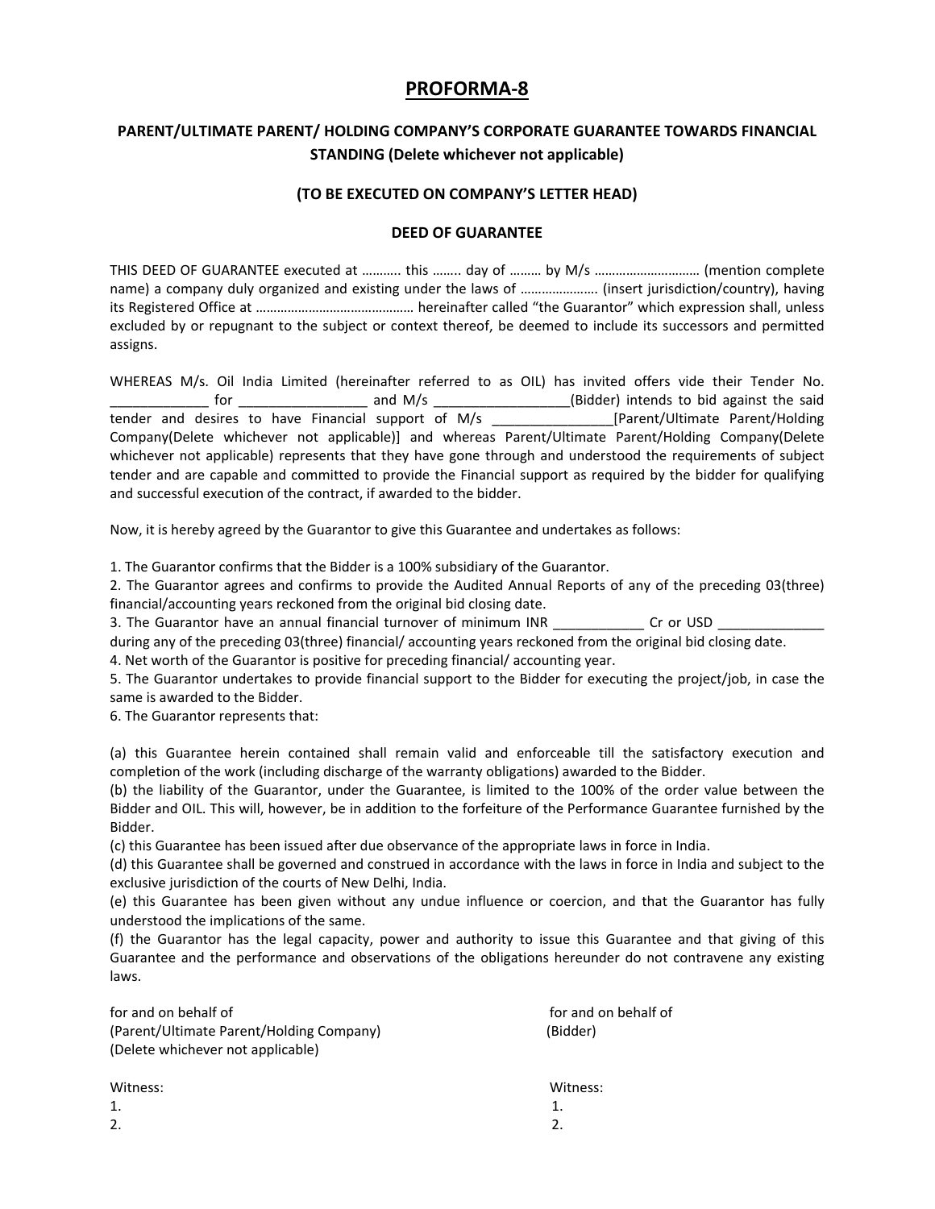# PROFORMA-8

## PARENT/ULTIMATE PARENT/ HOLDING COMPANY'S CORPORATE GUARANTEE TOWARDS FINANCIAL STANDING (Delete whichever not applicable)

### (TO BE EXECUTED ON COMPANY'S LETTER HEAD)

### DEED OF GUARANTEE

THIS DEED OF GUARANTEE executed at ……….. this …….. day of ……… by M/s ………………………… (mention complete name) a company duly organized and existing under the laws of …………………. (insert jurisdiction/country), having its Registered Office at ……………………………………… hereinafter called "the Guarantor" which expression shall, unless excluded by or repugnant to the subject or context thereof, be deemed to include its successors and permitted assigns.

WHEREAS M/s. Oil India Limited (hereinafter referred to as OIL) has invited offers vide their Tender No. _____________ for _________________ and M/s __________________(Bidder) intends to bid against the said tender and desires to have Financial support of M/s ________________[Parent/Ultimate Parent/Holding Company(Delete whichever not applicable)] and whereas Parent/Ultimate Parent/Holding Company(Delete whichever not applicable) represents that they have gone through and understood the requirements of subject tender and are capable and committed to provide the Financial support as required by the bidder for qualifying and successful execution of the contract, if awarded to the bidder.

Now, it is hereby agreed by the Guarantor to give this Guarantee and undertakes as follows:

1. The Guarantor confirms that the Bidder is a 100% subsidiary of the Guarantor.
2. The Guarantor agrees and confirms to provide the Audited Annual Reports of any of the preceding 03(three) financial/accounting years reckoned from the original bid closing date.
3. The Guarantor have an annual financial turnover of minimum INR ____________ Cr or USD ______________ during any of the preceding 03(three) financial/ accounting years reckoned from the original bid closing date.
4. Net worth of the Guarantor is positive for preceding financial/ accounting year.
5. The Guarantor undertakes to provide financial support to the Bidder for executing the project/job, in case the same is awarded to the Bidder.
6. The Guarantor represents that:

(a) this Guarantee herein contained shall remain valid and enforceable till the satisfactory execution and completion of the work (including discharge of the warranty obligations) awarded to the Bidder.
(b) the liability of the Guarantor, under the Guarantee, is limited to the 100% of the order value between the Bidder and OIL. This will, however, be in addition to the forfeiture of the Performance Guarantee furnished by the Bidder.
(c) this Guarantee has been issued after due observance of the appropriate laws in force in India.
(d) this Guarantee shall be governed and construed in accordance with the laws in force in India and subject to the exclusive jurisdiction of the courts of New Delhi, India.
(e) this Guarantee has been given without any undue influence or coercion, and that the Guarantor has fully understood the implications of the same.
(f) the Guarantor has the legal capacity, power and authority to issue this Guarantee and that giving of this Guarantee and the performance and observations of the obligations hereunder do not contravene any existing laws.

for and on behalf of
(Parent/Ultimate Parent/Holding Company)
(Delete whichever not applicable)

Witness:
1.
2.

for and on behalf of
(Bidder)

Witness:
1.
2.